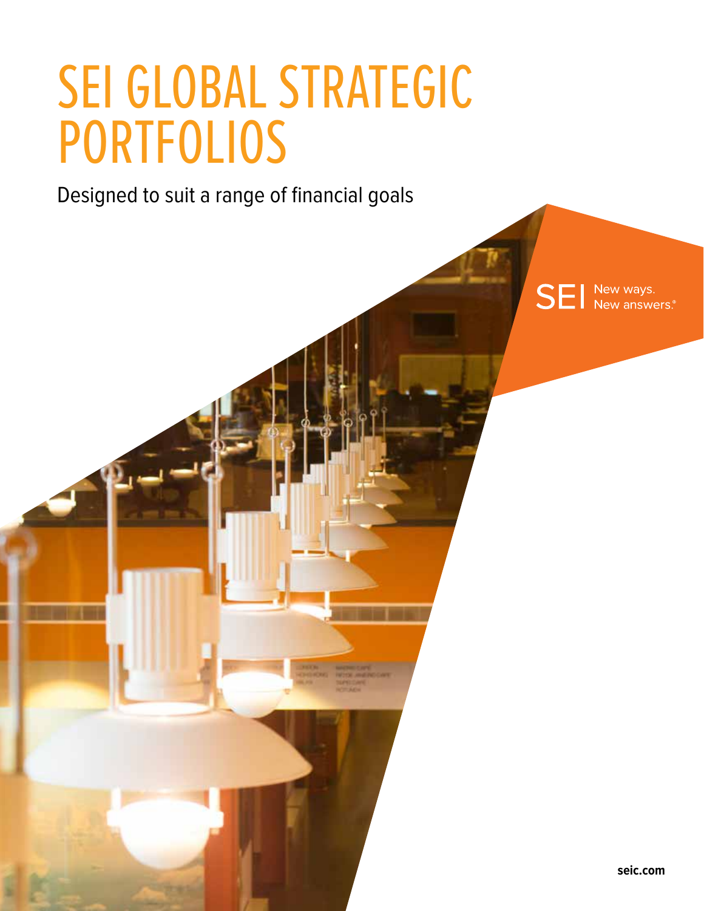# SEI GLOBAL STRATEGIC PORTFOLIOS

Designed to suit a range of financial goals

SEI New ways. New answers.®

seic.com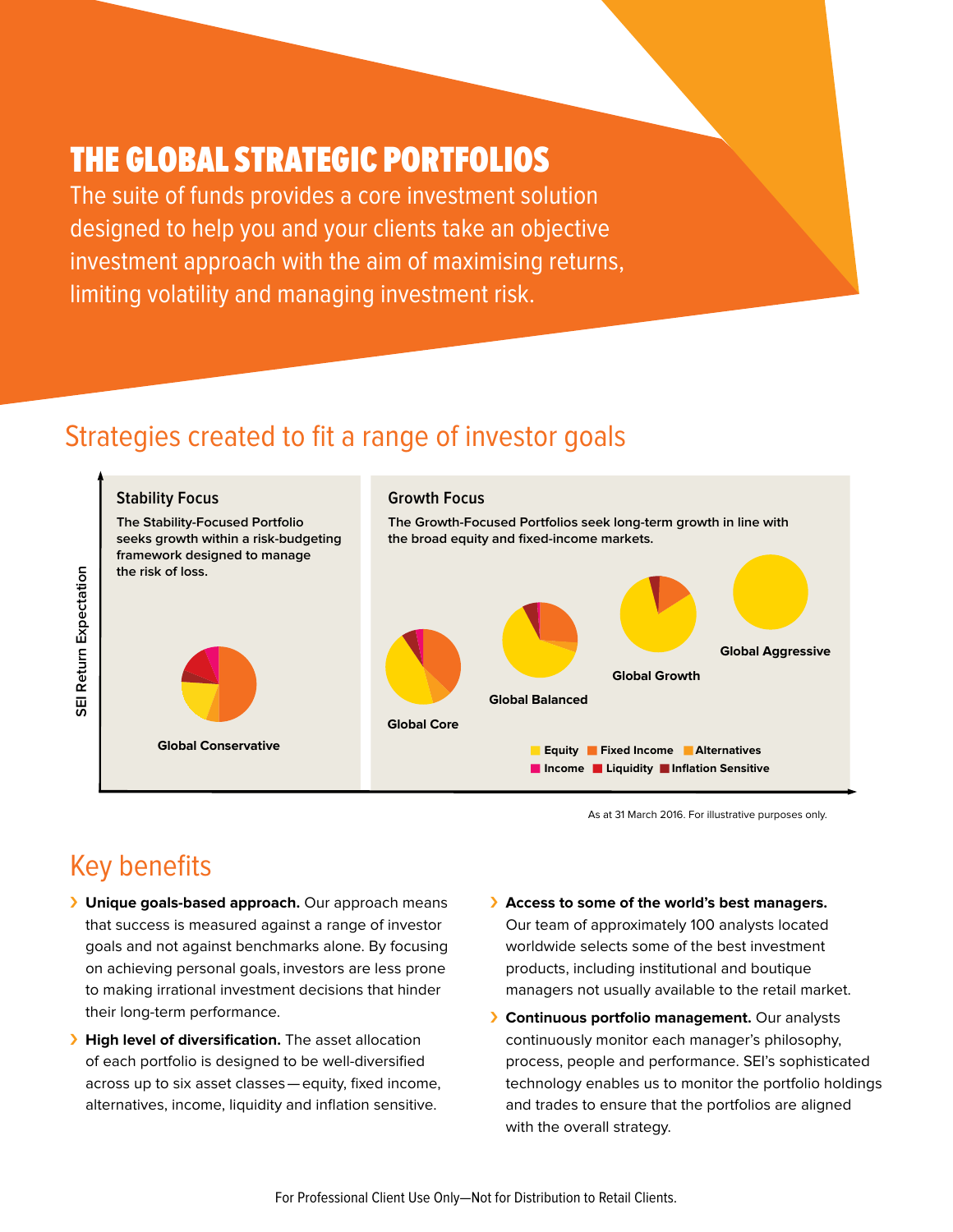# THE GLOBAL STRATEGIC PORTFOLIOS

The suite of funds provides a core investment solution designed to help you and your clients take an objective investment approach with the aim of maximising returns, limiting volatility and managing investment risk.

## Strategies created to fit a range of investor goals

SEI Return Expectation

**Stability Focus**

**The Stability-Focused Portfolio seeks growth within a risk-budgeting framework designed to manage the risk of loss.**

**Global Conservative**

**Growth Focus**

**The Growth-Focused Portfolios seek long-term growth in line with the broad equity and fixed-income markets.**

**Global Core**

**Global Balanced**

**Global Growth**

**Global Aggressive**

Equity | Fixed Income | Alternatives | Income | Liquidity | Inflation Sensitive

As at 31 March 2016. For illustrative purposes only.

## Key benefits

- **Unique goals-based approach.** Our approach means that success is measured against a range of investor goals and not against benchmarks alone. By focusing on achieving personal goals, investors are less prone to making irrational investment decisions that hinder their long-term performance.
- **High level of diversification.** The asset allocation of each portfolio is designed to be well-diversified across up to six asset classes — equity, fixed income, alternatives, income, liquidity and inflation sensitive.
- **Access to some of the world's best managers.** Our team of approximately 100 analysts located worldwide selects some of the best investment products, including institutional and boutique managers not usually available to the retail market.
- **Continuous portfolio management.** Our analysts continuously monitor each manager's philosophy, process, people and performance. SEI's sophisticated technology enables us to monitor the portfolio holdings and trades to ensure that the portfolios are aligned with the overall strategy.

For Professional Client Use Only—Not for Distribution to Retail Clients.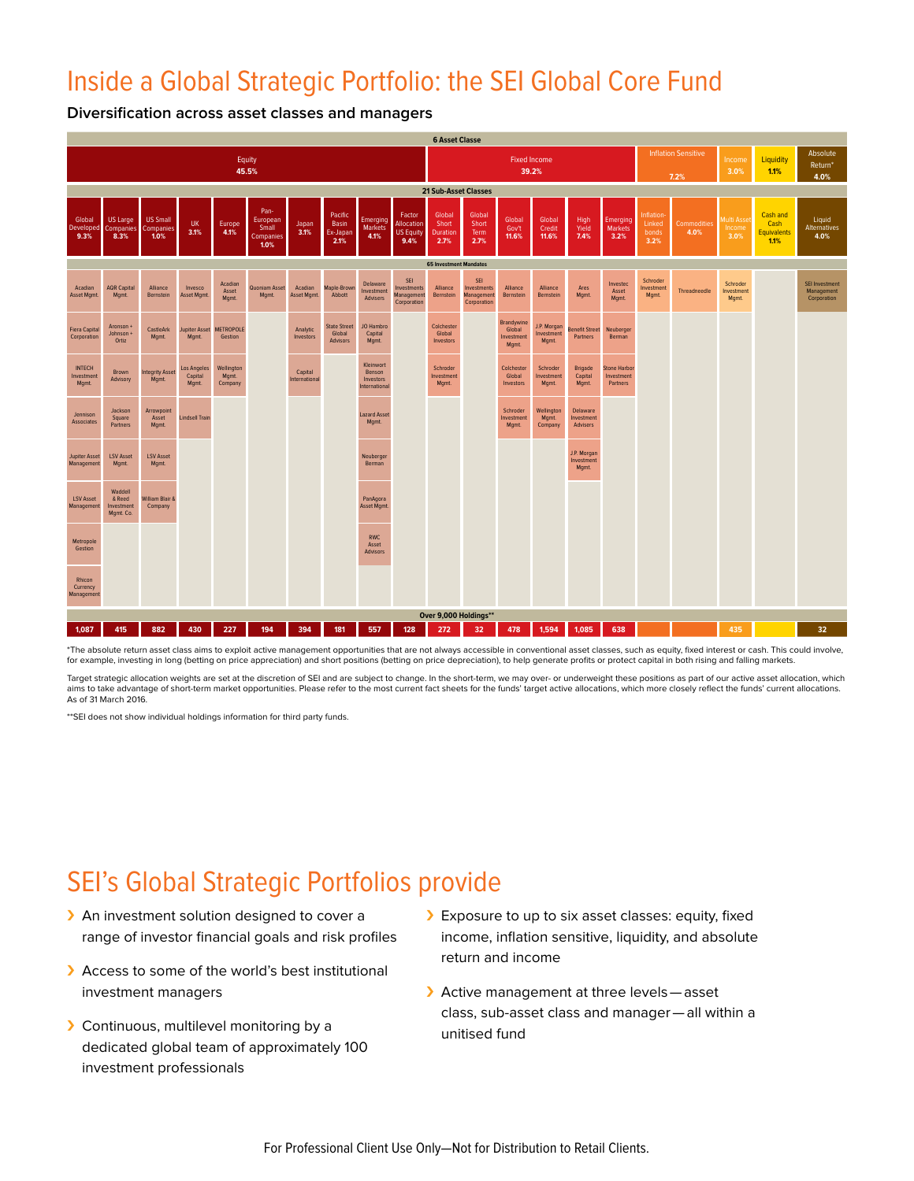# Inside a Global Strategic Portfolio: the SEI Global Core Fund

**Diversification across asset classes and managers**

**6 Asset Classe**

| Equity 45.5% | Fixed Income 39.2% | Inflation Sensitive 7.2% | Income 3.0% | Liquidity 1.1% | Absolute Return* 4.0% |
|---|---|---|---|---|---|

**21 Sub-Asset Classes**

| Global Developed 9.3% | US Large Companies 8.3% | US Small Companies 1.0% | UK 3.1% | Europe 4.1% | Pan-European Small Companies 1.0% | Japan 3.1% | Pacific Basin Ex-Japan 2.1% | Emerging Markets 4.1% | Factor Allocation US Equity 9.4% | Global Short Duration 2.7% | Global Short Term 2.7% | Global Gov't 11.6% | Global Credit 11.6% | High Yield 7.4% | Emerging Markets 3.2% | Inflation-Linked bonds 3.2% | Commodities 4.0% | Multi Asset Income 3.0% | Cash and Cash Equivalents 1.1% | Liquid Alternatives 4.0% |
|---|---|---|---|---|---|---|---|---|---|---|---|---|---|---|---|---|---|---|---|---|
| **65 Investment Mandates** | | | | | | | | | | | | | | | | | | | | |
| Acadian Asset Mgmt. | AQR Capital Mgmt. | Alliance Bernstein | Invesco Asset Mgmt. | Acadian Asset Mgmt. | Quoniam Asset Mgmt. | Acadian Asset Mgmt. | Maple-Brown Abbott | Delaware Investment Advisers | SEI Investments Management Corporation | Alliance Bernstein | SEI Investments Management Corporation | Alliance Bernstein | Alliance Bernstein | Ares Mgmt. | Investec Asset Mgmt. | Schroder Investment Mgmt. | Threadneedle | Schroder Investment Mgmt. | | SEI Investment Management Corporation |
| Fiera Capital Corporation | Aronson + Johnson + Ortiz | CastleArk Mgmt. | Jupiter Asset Mgmt. | METROPOLE Gestion | | Analytic Investors | State Street Global Advisors | JO Hambro Capital Mgmt. | | Colchester Global Investors | | Brandywine Global Investment Mgmt. | J.P. Morgan Investment Mgmt. | Benefit Street Partners | Neuberger Berman | | | | | |
| INTECH Investment Mgmt. | Brown Advisory | Integrity Asset Mgmt. | Los Angeles Capital Mgmt. | Wellington Mgmt. Company | | Capital International | | Kleinwort Benson Investors International | | Schroder Investment Mgmt. | | Colchester Global Investors | Schroder Investment Mgmt. | Brigade Capital Mgmt. | Stone Harbor Investment Partners | | | | | |
| Jennison Associates | Jackson Square Partners | Arrowpoint Asset Mgmt. | Lindsell Train | | | | | Lazard Asset Mgmt. | | | | Schroder Investment Mgmt. | Wellington Mgmt. Company | Delaware Investment Advisers | | | | | | |
| Jupiter Asset Management | LSV Asset Mgmt. | LSV Asset Mgmt. | | | | | | Neuberger Berman | | | | | | J.P. Morgan Investment Mgmt. | | | | | | |
| LSV Asset Management | Waddell & Reed Investment Mgmt. Co. | William Blair & Company | | | | | | PanAgora Asset Mgmt. | | | | | | | | | | | | |
| Metropole Gestion | | | | | | | | RWC Asset Advisors | | | | | | | | | | | | |
| Rhicon Currency Management | | | | | | | | | | | | | | | | | | | | |
| **Over 9,000 Holdings**** | | | | | | | | | | | | | | | | | | | | |
| 1,087 | 415 | 882 | 430 | 227 | 194 | 394 | 181 | 557 | 128 | 272 | 32 | 478 | 1,594 | 1,085 | 638 | | | 435 | | 32 |

*The absolute return asset class aims to exploit active management opportunities that are not always accessible in conventional asset classes, such as equity, fixed interest or cash. This could involve, for example, investing in long (betting on price appreciation) and short positions (betting on price depreciation), to help generate profits or protect capital in both rising and falling markets.

Target strategic allocation weights are set at the discretion of SEI and are subject to change. In the short-term, we may over- or underweight these positions as part of our active asset allocation, which aims to take advantage of short-term market opportunities. Please refer to the most current fact sheets for the funds' target active allocations, which more closely reflect the funds' current allocations. As of 31 March 2016.

**SEI does not show individual holdings information for third party funds.

# SEI's Global Strategic Portfolios provide

- An investment solution designed to cover a range of investor financial goals and risk profiles
- Access to some of the world's best institutional investment managers
- Continuous, multilevel monitoring by a dedicated global team of approximately 100 investment professionals
- Exposure to up to six asset classes: equity, fixed income, inflation sensitive, liquidity, and absolute return and income
- Active management at three levels — asset class, sub-asset class and manager — all within a unitised fund

For Professional Client Use Only—Not for Distribution to Retail Clients.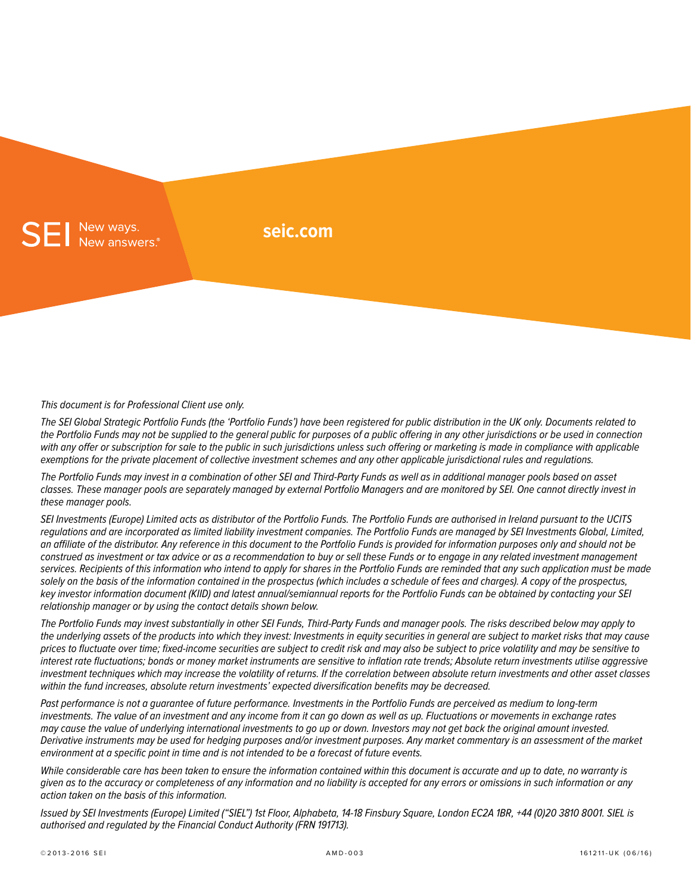SEI New ways. New answers.®

**seic.com**

*This document is for Professional Client use only.*

*The SEI Global Strategic Portfolio Funds (the 'Portfolio Funds') have been registered for public distribution in the UK only. Documents related to the Portfolio Funds may not be supplied to the general public for purposes of a public offering in any other jurisdictions or be used in connection with any offer or subscription for sale to the public in such jurisdictions unless such offering or marketing is made in compliance with applicable exemptions for the private placement of collective investment schemes and any other applicable jurisdictional rules and regulations.*

*The Portfolio Funds may invest in a combination of other SEI and Third-Party Funds as well as in additional manager pools based on asset classes. These manager pools are separately managed by external Portfolio Managers and are monitored by SEI. One cannot directly invest in these manager pools.*

*SEI Investments (Europe) Limited acts as distributor of the Portfolio Funds. The Portfolio Funds are authorised in Ireland pursuant to the UCITS regulations and are incorporated as limited liability investment companies. The Portfolio Funds are managed by SEI Investments Global, Limited, an affiliate of the distributor. Any reference in this document to the Portfolio Funds is provided for information purposes only and should not be construed as investment or tax advice or as a recommendation to buy or sell these Funds or to engage in any related investment management services. Recipients of this information who intend to apply for shares in the Portfolio Funds are reminded that any such application must be made solely on the basis of the information contained in the prospectus (which includes a schedule of fees and charges). A copy of the prospectus, key investor information document (KIID) and latest annual/semiannual reports for the Portfolio Funds can be obtained by contacting your SEI relationship manager or by using the contact details shown below.*

*The Portfolio Funds may invest substantially in other SEI Funds, Third-Party Funds and manager pools. The risks described below may apply to the underlying assets of the products into which they invest: Investments in equity securities in general are subject to market risks that may cause prices to fluctuate over time; fixed-income securities are subject to credit risk and may also be subject to price volatility and may be sensitive to interest rate fluctuations; bonds or money market instruments are sensitive to inflation rate trends; Absolute return investments utilise aggressive investment techniques which may increase the volatility of returns. If the correlation between absolute return investments and other asset classes within the fund increases, absolute return investments' expected diversification benefits may be decreased.*

*Past performance is not a guarantee of future performance. Investments in the Portfolio Funds are perceived as medium to long-term investments. The value of an investment and any income from it can go down as well as up. Fluctuations or movements in exchange rates may cause the value of underlying international investments to go up or down. Investors may not get back the original amount invested. Derivative instruments may be used for hedging purposes and/or investment purposes. Any market commentary is an assessment of the market environment at a specific point in time and is not intended to be a forecast of future events.*

*While considerable care has been taken to ensure the information contained within this document is accurate and up to date, no warranty is given as to the accuracy or completeness of any information and no liability is accepted for any errors or omissions in such information or any action taken on the basis of this information.*

*Issued by SEI Investments (Europe) Limited ("SIEL") 1st Floor, Alphabeta, 14-18 Finsbury Square, London EC2A 1BR, +44 (0)20 3810 8001. SIEL is authorised and regulated by the Financial Conduct Authority (FRN 191713).*

©2013-2016 SEI AMD-003 161211-UK (06/16)